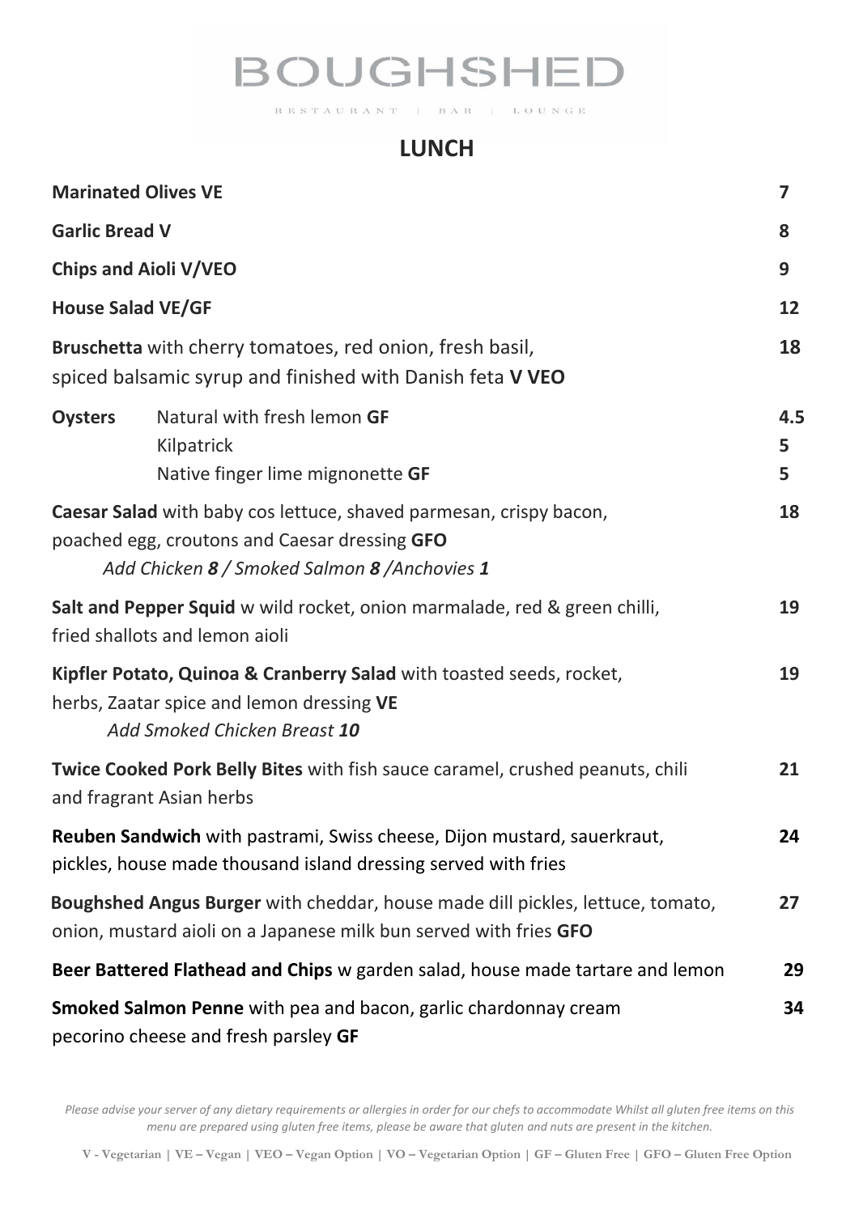# BOUGHSHED

RESTAURANT | BAR | LOUNGE

## LUNCH

**Marinated Olives VE** 7

**Garlic Bread V** 8

**Chips and Aioli V/VEO** 9

**House Salad VE/GF** 12

**Bruschetta** with cherry tomatoes, red onion, fresh basil, spiced balsamic syrup and finished with Danish feta **V VEO** 18

**Oysters**
- Natural with fresh lemon **GF** 4.5
- Kilpatrick 5
- Native finger lime mignonette **GF** 5

**Caesar Salad** with baby cos lettuce, shaved parmesan, crispy bacon, poached egg, croutons and Caesar dressing **GFO** 18
*Add Chicken **8** / Smoked Salmon **8** /Anchovies **1***

**Salt and Pepper Squid** w wild rocket, onion marmalade, red & green chilli, fried shallots and lemon aioli 19

**Kipfler Potato, Quinoa & Cranberry Salad** with toasted seeds, rocket, herbs, Zaatar spice and lemon dressing **VE** 19
*Add Smoked Chicken Breast **10***

**Twice Cooked Pork Belly Bites** with fish sauce caramel, crushed peanuts, chili and fragrant Asian herbs 21

**Reuben Sandwich** with pastrami, Swiss cheese, Dijon mustard, sauerkraut, pickles, house made thousand island dressing served with fries 24

**Boughshed Angus Burger** with cheddar, house made dill pickles, lettuce, tomato, onion, mustard aioli on a Japanese milk bun served with fries **GFO** 27

**Beer Battered Flathead and Chips** w garden salad, house made tartare and lemon 29

**Smoked Salmon Penne** with pea and bacon, garlic chardonnay cream pecorino cheese and fresh parsley **GF** 34

*Please advise your server of any dietary requirements or allergies in order for our chefs to accommodate Whilst all gluten free items on this menu are prepared using gluten free items, please be aware that gluten and nuts are present in the kitchen.*

**V - Vegetarian | VE – Vegan | VEO – Vegan Option | VO – Vegetarian Option | GF – Gluten Free | GFO – Gluten Free Option**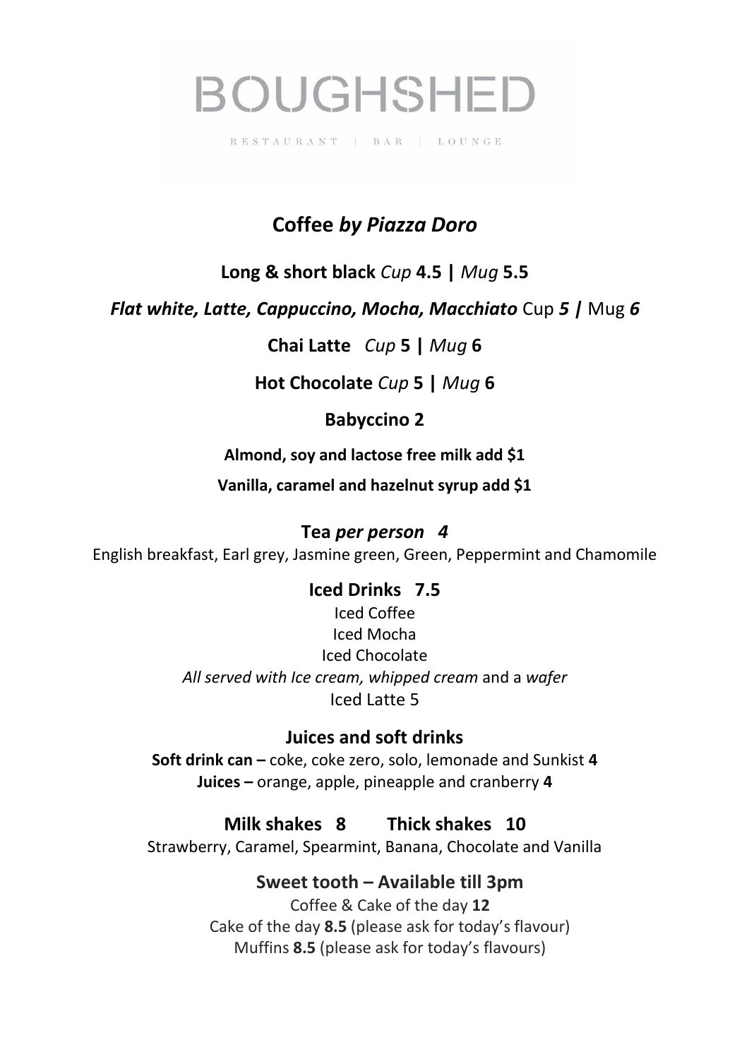# BOUGHSHED

RESTAURANT | BAR | LOUNGE

## Coffee *by Piazza Doro*

**Long & short black** *Cup* **4.5 |** *Mug* **5.5**

***Flat white, Latte, Cappuccino, Mocha, Macchiato*** Cup ***5 |*** Mug ***6***

**Chai Latte** *Cup* **5 |** *Mug* **6**

**Hot Chocolate** *Cup* **5 |** *Mug* **6**

**Babyccino 2**

**Almond, soy and lactose free milk add $1**

**Vanilla, caramel and hazelnut syrup add $1**

### Tea *per person 4*

English breakfast, Earl grey, Jasmine green, Green, Peppermint and Chamomile

### Iced Drinks 7.5

Iced Coffee
Iced Mocha
Iced Chocolate
*All served with Ice cream, whipped cream* and a *wafer*
Iced Latte 5

### Juices and soft drinks

**Soft drink can –** coke, coke zero, solo, lemonade and Sunkist **4**
**Juices –** orange, apple, pineapple and cranberry **4**

### Milk shakes 8 Thick shakes 10

Strawberry, Caramel, Spearmint, Banana, Chocolate and Vanilla

### Sweet tooth – Available till 3pm

Coffee & Cake of the day **12**
Cake of the day **8.5** (please ask for today's flavour)
Muffins **8.5** (please ask for today's flavours)